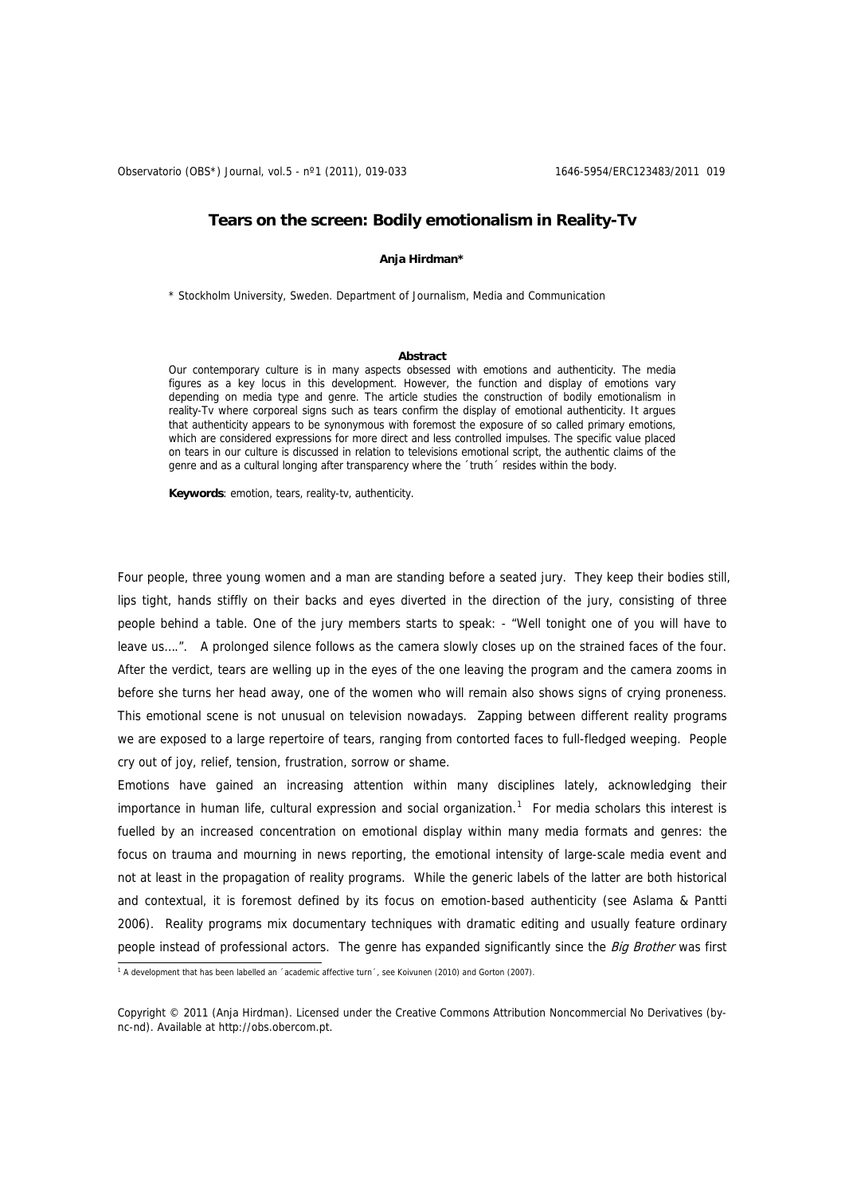# Tears on the screen: Bodily emotionalism in Reality-Tv

**Anja Hirdman***

\* Stockholm University, Sweden. Department of Journalism, Media and Communication

### Abstract

Our contemporary culture is in many aspects obsessed with emotions and authenticity. The media figures as a key locus in this development. However, the function and display of emotions vary depending on media type and genre. The article studies the construction of bodily emotionalism in reality-Tv where corporeal signs such as tears confirm the display of emotional authenticity. It argues that authenticity appears to be synonymous with foremost the exposure of so called primary emotions, which are considered expressions for more direct and less controlled impulses. The specific value placed on tears in our culture is discussed in relation to televisions emotional script, the authentic claims of the genre and as a cultural longing after transparency where the ´truth´ resides within the body.

**Keywords**: emotion, tears, reality-tv, authenticity.

Four people, three young women and a man are standing before a seated jury. They keep their bodies still, lips tight, hands stiffly on their backs and eyes diverted in the direction of the jury, consisting of three people behind a table. One of the jury members starts to speak: - "Well tonight one of you will have to leave us….". A prolonged silence follows as the camera slowly closes up on the strained faces of the four. After the verdict, tears are welling up in the eyes of the one leaving the program and the camera zooms in before she turns her head away, one of the women who will remain also shows signs of crying proneness. This emotional scene is not unusual on television nowadays. Zapping between different reality programs we are exposed to a large repertoire of tears, ranging from contorted faces to full-fledged weeping. People cry out of joy, relief, tension, frustration, sorrow or shame.

Emotions have gained an increasing attention within many disciplines lately, acknowledging their importance in human life, cultural expression and social organization.[1] For media scholars this interest is fuelled by an increased concentration on emotional display within many media formats and genres: the focus on trauma and mourning in news reporting, the emotional intensity of large-scale media event and not at least in the propagation of reality programs. While the generic labels of the latter are both historical and contextual, it is foremost defined by its focus on emotion-based authenticity (see Aslama & Pantti 2006). Reality programs mix documentary techniques with dramatic editing and usually feature ordinary people instead of professional actors. The genre has expanded significantly since the *Big Brother* was first

[1] A development that has been labelled an ´academic affective turn´, see Koivunen (2010) and Gorton (2007).

Copyright © 2011 (Anja Hirdman). Licensed under the Creative Commons Attribution Noncommercial No Derivatives (by-nc-nd). Available at http://obs.obercom.pt.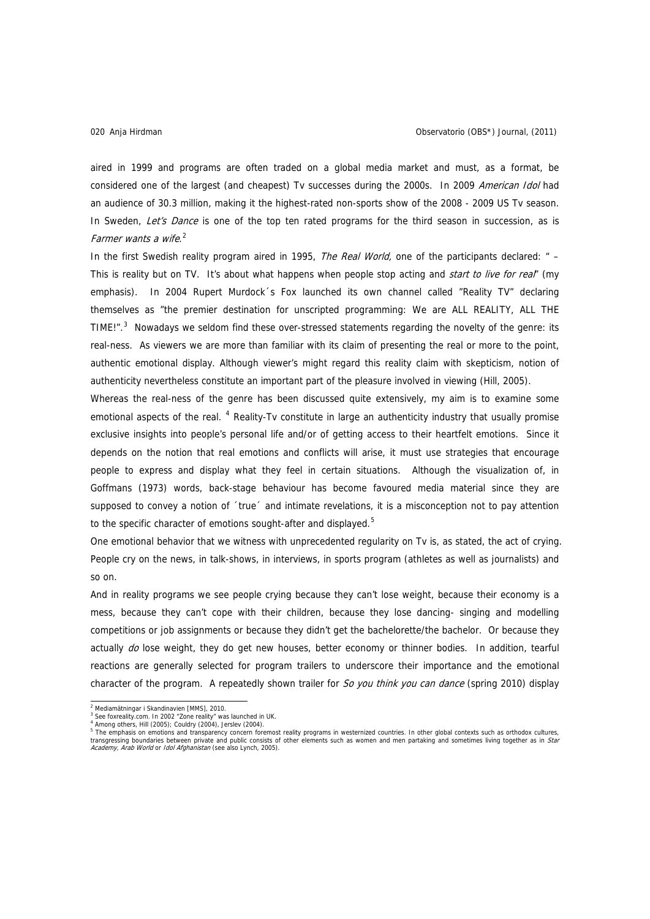aired in 1999 and programs are often traded on a global media market and must, as a format, be considered one of the largest (and cheapest) Tv successes during the 2000s. In 2009 *American Idol* had an audience of 30.3 million, making it the highest-rated non-sports show of the 2008 - 2009 US Tv season. In Sweden, *Let's Dance* is one of the top ten rated programs for the third season in succession, as is *Farmer wants a wife*.[2]

In the first Swedish reality program aired in 1995, *The Real World,* one of the participants declared: " – This is reality but on TV. It's about what happens when people stop acting and *start to live for real*" (my emphasis). In 2004 Rupert Murdock´s Fox launched its own channel called "Reality TV" declaring themselves as "the premier destination for unscripted programming: We are ALL REALITY, ALL THE TIME!".[3] Nowadays we seldom find these over-stressed statements regarding the novelty of the genre: its real-ness. As viewers we are more than familiar with its claim of presenting the real or more to the point, authentic emotional display. Although viewer's might regard this reality claim with skepticism, notion of authenticity nevertheless constitute an important part of the pleasure involved in viewing (Hill, 2005).

Whereas the real-ness of the genre has been discussed quite extensively, my aim is to examine some emotional aspects of the real.[4] Reality-Tv constitute in large an authenticity industry that usually promise exclusive insights into people's personal life and/or of getting access to their heartfelt emotions. Since it depends on the notion that real emotions and conflicts will arise, it must use strategies that encourage people to express and display what they feel in certain situations. Although the visualization of, in Goffmans (1973) words, back-stage behaviour has become favoured media material since they are supposed to convey a notion of ´true´ and intimate revelations, it is a misconception not to pay attention to the specific character of emotions sought-after and displayed.[5]

One emotional behavior that we witness with unprecedented regularity on Tv is, as stated, the act of crying. People cry on the news, in talk-shows, in interviews, in sports program (athletes as well as journalists) and so on.

And in reality programs we see people crying because they can't lose weight, because their economy is a mess, because they can't cope with their children, because they lose dancing- singing and modelling competitions or job assignments or because they didn't get the bachelorette/the bachelor. Or because they actually *do* lose weight, they do get new houses, better economy or thinner bodies. In addition, tearful reactions are generally selected for program trailers to underscore their importance and the emotional character of the program. A repeatedly shown trailer for *So you think you can dance* (spring 2010) display

---

[2] Mediamätningar i Skandinavien [MMS], 2010.

[3] See foxreality.com. In 2002 "Zone reality" was launched in UK.

[4] Among others, Hill (2005); Couldry (2004), Jerslev (2004).

[5] The emphasis on emotions and transparency concern foremost reality programs in westernized countries. In other global contexts such as orthodox cultures, transgressing boundaries between private and public consists of other elements such as women and men partaking and sometimes living together as in *Star Academy, Arab World* or *Idol Afghanistan* (see also Lynch, 2005).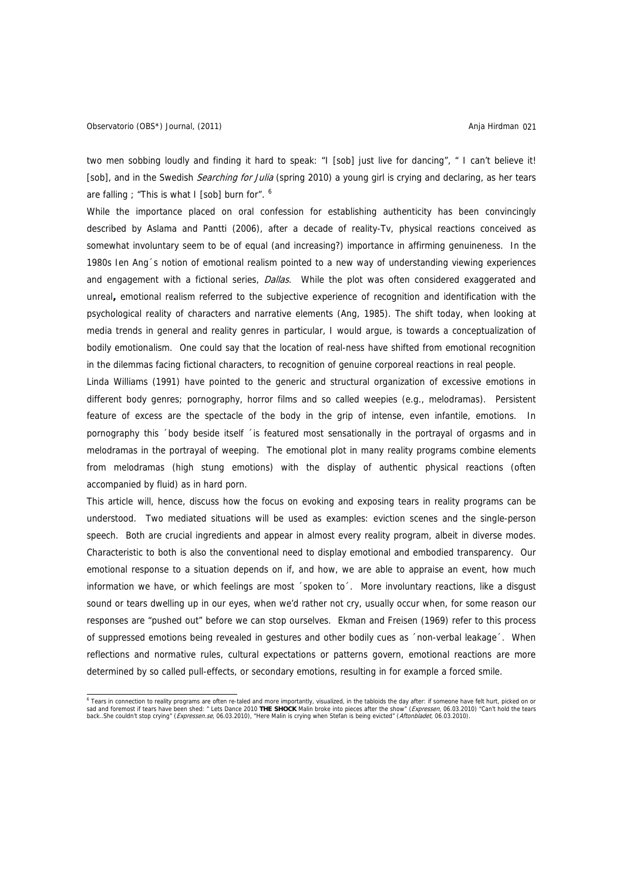two men sobbing loudly and finding it hard to speak: "I [sob] just live for dancing", " I can't believe it! [sob], and in the Swedish *Searching for Julia* (spring 2010) a young girl is crying and declaring, as her tears are falling ; "This is what I [sob] burn for". [6]

While the importance placed on oral confession for establishing authenticity has been convincingly described by Aslama and Pantti (2006), after a decade of reality-Tv, physical reactions conceived as somewhat involuntary seem to be of equal (and increasing?) importance in affirming genuineness. In the 1980s Ien Ang´s notion of emotional realism pointed to a new way of understanding viewing experiences and engagement with a fictional series, *Dallas*. While the plot was often considered exaggerated and unreal**,** emotional realism referred to the subjective experience of recognition and identification with the psychological reality of characters and narrative elements (Ang, 1985). The shift today, when looking at media trends in general and reality genres in particular, I would argue, is towards a conceptualization of bodily emotionalism. One could say that the location of real-ness have shifted from emotional recognition in the dilemmas facing fictional characters, to recognition of genuine corporeal reactions in real people.

Linda Williams (1991) have pointed to the generic and structural organization of excessive emotions in different body genres; pornography, horror films and so called weepies (e.g., melodramas). Persistent feature of excess are the spectacle of the body in the grip of intense, even infantile, emotions. In pornography this ´body beside itself ´is featured most sensationally in the portrayal of orgasms and in melodramas in the portrayal of weeping. The emotional plot in many reality programs combine elements from melodramas (high stung emotions) with the display of authentic physical reactions (often accompanied by fluid) as in hard porn.

This article will, hence, discuss how the focus on evoking and exposing tears in reality programs can be understood. Two mediated situations will be used as examples: eviction scenes and the single-person speech. Both are crucial ingredients and appear in almost every reality program, albeit in diverse modes. Characteristic to both is also the conventional need to display emotional and embodied transparency. Our emotional response to a situation depends on if, and how, we are able to appraise an event, how much information we have, or which feelings are most ´spoken to´. More involuntary reactions, like a disgust sound or tears dwelling up in our eyes, when we'd rather not cry, usually occur when, for some reason our responses are "pushed out" before we can stop ourselves. Ekman and Freisen (1969) refer to this process of suppressed emotions being revealed in gestures and other bodily cues as ´non-verbal leakage´. When reflections and normative rules, cultural expectations or patterns govern, emotional reactions are more determined by so called pull-effects, or secondary emotions, resulting in for example a forced smile.

---

[6] Tears in connection to reality programs are often re-taled and more importantly, visualized, in the tabloids the day after: if someone have felt hurt, picked on or sad and foremost if tears have been shed: " Lets Dance 2010 **THE SHOCK** Malin broke into pieces after the show" (*Expressen*, 06.03.2010) "Can't hold the tears back..She couldn't stop crying" (*Expressen.se*, 06.03.2010), "Here Malin is crying when Stefan is being evicted" (*Aftonbladet*, 06.03.2010).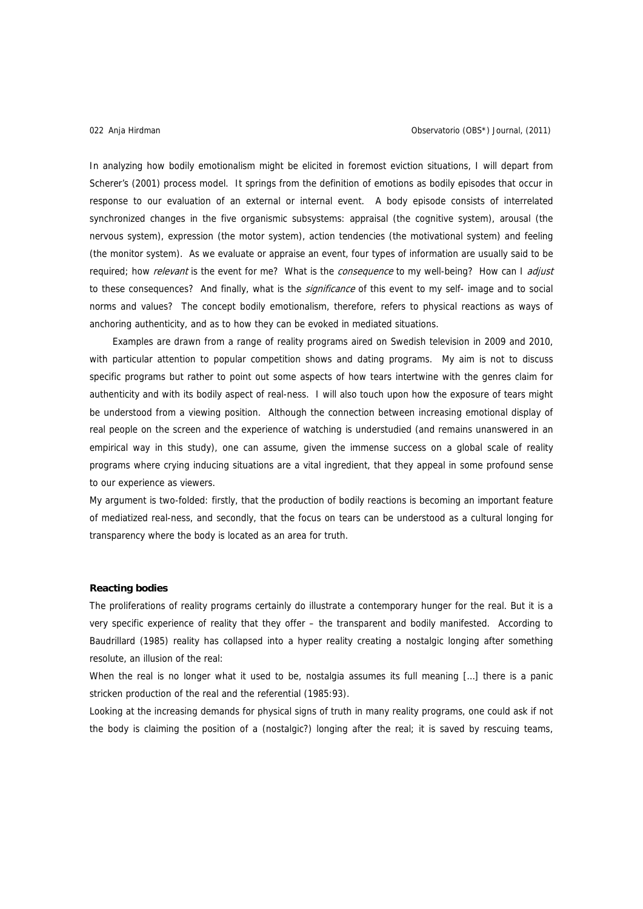In analyzing how bodily emotionalism might be elicited in foremost eviction situations, I will depart from Scherer's (2001) process model. It springs from the definition of emotions as bodily episodes that occur in response to our evaluation of an external or internal event. A body episode consists of interrelated synchronized changes in the five organismic subsystems: appraisal (the cognitive system), arousal (the nervous system), expression (the motor system), action tendencies (the motivational system) and feeling (the monitor system). As we evaluate or appraise an event, four types of information are usually said to be required; how *relevant* is the event for me? What is the *consequence* to my well-being? How can I *adjust* to these consequences? And finally, what is the *significance* of this event to my self- image and to social norms and values? The concept bodily emotionalism, therefore, refers to physical reactions as ways of anchoring authenticity, and as to how they can be evoked in mediated situations.

Examples are drawn from a range of reality programs aired on Swedish television in 2009 and 2010, with particular attention to popular competition shows and dating programs. My aim is not to discuss specific programs but rather to point out some aspects of how tears intertwine with the genres claim for authenticity and with its bodily aspect of real-ness. I will also touch upon how the exposure of tears might be understood from a viewing position. Although the connection between increasing emotional display of real people on the screen and the experience of watching is understudied (and remains unanswered in an empirical way in this study), one can assume, given the immense success on a global scale of reality programs where crying inducing situations are a vital ingredient, that they appeal in some profound sense to our experience as viewers.

My argument is two-folded: firstly, that the production of bodily reactions is becoming an important feature of mediatized real-ness, and secondly, that the focus on tears can be understood as a cultural longing for transparency where the body is located as an area for truth.

**Reacting bodies**

The proliferations of reality programs certainly do illustrate a contemporary hunger for the real. But it is a very specific experience of reality that they offer – the transparent and bodily manifested. According to Baudrillard (1985) reality has collapsed into a hyper reality creating a nostalgic longing after something resolute, an illusion of the real:

When the real is no longer what it used to be, nostalgia assumes its full meaning [...] there is a panic stricken production of the real and the referential (1985:93).

Looking at the increasing demands for physical signs of truth in many reality programs, one could ask if not the body is claiming the position of a (nostalgic?) longing after the real; it is saved by rescuing teams,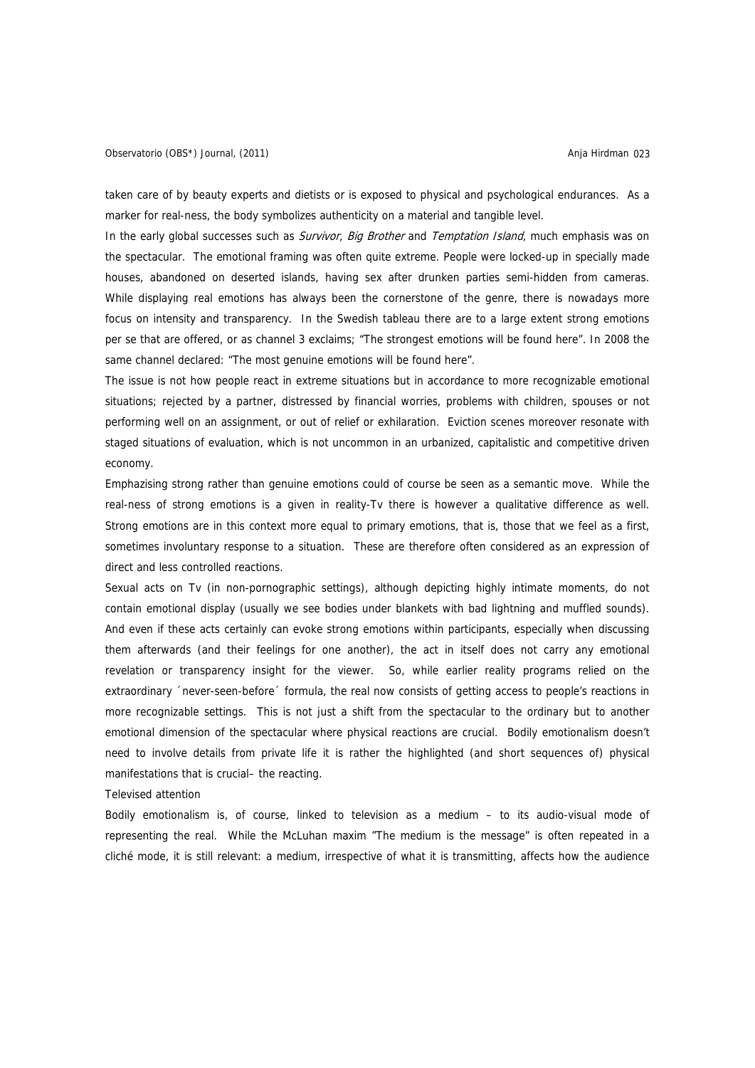taken care of by beauty experts and dietists or is exposed to physical and psychological endurances. As a marker for real-ness, the body symbolizes authenticity on a material and tangible level.

In the early global successes such as *Survivor*, *Big Brother* and *Temptation Island*, much emphasis was on the spectacular. The emotional framing was often quite extreme. People were locked-up in specially made houses, abandoned on deserted islands, having sex after drunken parties semi-hidden from cameras. While displaying real emotions has always been the cornerstone of the genre, there is nowadays more focus on intensity and transparency. In the Swedish tableau there are to a large extent strong emotions per se that are offered, or as channel 3 exclaims; "The strongest emotions will be found here". In 2008 the same channel declared: "The most genuine emotions will be found here".

The issue is not how people react in extreme situations but in accordance to more recognizable emotional situations; rejected by a partner, distressed by financial worries, problems with children, spouses or not performing well on an assignment, or out of relief or exhilaration. Eviction scenes moreover resonate with staged situations of evaluation, which is not uncommon in an urbanized, capitalistic and competitive driven economy.

Emphazising strong rather than genuine emotions could of course be seen as a semantic move. While the real-ness of strong emotions is a given in reality-Tv there is however a qualitative difference as well. Strong emotions are in this context more equal to primary emotions, that is, those that we feel as a first, sometimes involuntary response to a situation. These are therefore often considered as an expression of direct and less controlled reactions.

Sexual acts on Tv (in non-pornographic settings), although depicting highly intimate moments, do not contain emotional display (usually we see bodies under blankets with bad lightning and muffled sounds). And even if these acts certainly can evoke strong emotions within participants, especially when discussing them afterwards (and their feelings for one another), the act in itself does not carry any emotional revelation or transparency insight for the viewer. So, while earlier reality programs relied on the extraordinary ´never-seen-before´ formula, the real now consists of getting access to people's reactions in more recognizable settings. This is not just a shift from the spectacular to the ordinary but to another emotional dimension of the spectacular where physical reactions are crucial. Bodily emotionalism doesn't need to involve details from private life it is rather the highlighted (and short sequences of) physical manifestations that is crucial– the reacting.

## Televised attention

Bodily emotionalism is, of course, linked to television as a medium – to its audio-visual mode of representing the real. While the McLuhan maxim "The medium is the message" is often repeated in a cliché mode, it is still relevant: a medium, irrespective of what it is transmitting, affects how the audience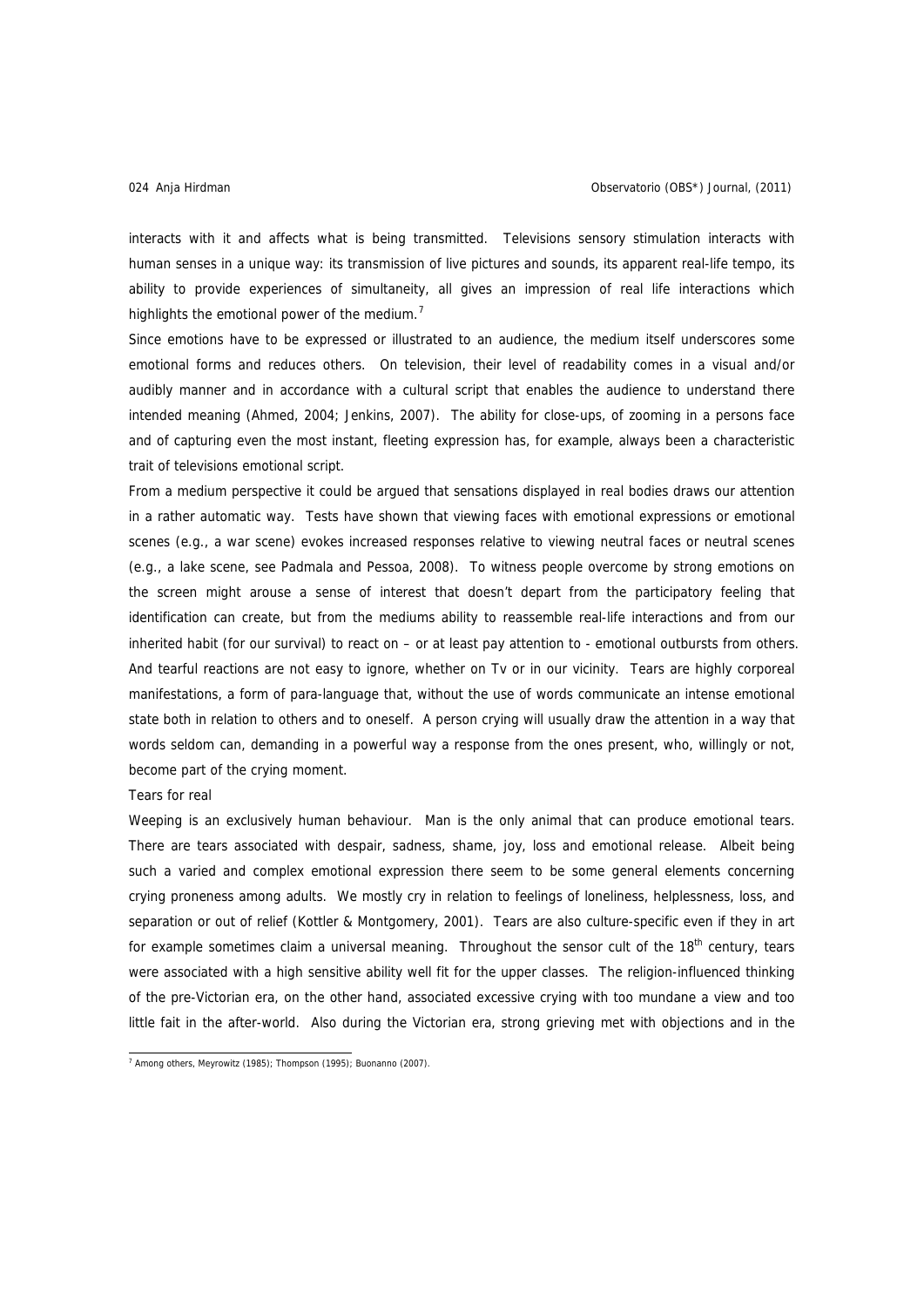interacts with it and affects what is being transmitted. Televisions sensory stimulation interacts with human senses in a unique way: its transmission of live pictures and sounds, its apparent real-life tempo, its ability to provide experiences of simultaneity, all gives an impression of real life interactions which highlights the emotional power of the medium.[7]

Since emotions have to be expressed or illustrated to an audience, the medium itself underscores some emotional forms and reduces others. On television, their level of readability comes in a visual and/or audibly manner and in accordance with a cultural script that enables the audience to understand there intended meaning (Ahmed, 2004; Jenkins, 2007). The ability for close-ups, of zooming in a persons face and of capturing even the most instant, fleeting expression has, for example, always been a characteristic trait of televisions emotional script.

From a medium perspective it could be argued that sensations displayed in real bodies draws our attention in a rather automatic way. Tests have shown that viewing faces with emotional expressions or emotional scenes (e.g., a war scene) evokes increased responses relative to viewing neutral faces or neutral scenes (e.g., a lake scene, see Padmala and Pessoa, 2008). To witness people overcome by strong emotions on the screen might arouse a sense of interest that doesn't depart from the participatory feeling that identification can create, but from the mediums ability to reassemble real-life interactions and from our inherited habit (for our survival) to react on – or at least pay attention to - emotional outbursts from others. And tearful reactions are not easy to ignore, whether on Tv or in our vicinity. Tears are highly corporeal manifestations, a form of para-language that, without the use of words communicate an intense emotional state both in relation to others and to oneself. A person crying will usually draw the attention in a way that words seldom can, demanding in a powerful way a response from the ones present, who, willingly or not, become part of the crying moment.

## Tears for real

Weeping is an exclusively human behaviour. Man is the only animal that can produce emotional tears. There are tears associated with despair, sadness, shame, joy, loss and emotional release. Albeit being such a varied and complex emotional expression there seem to be some general elements concerning crying proneness among adults. We mostly cry in relation to feelings of loneliness, helplessness, loss, and separation or out of relief (Kottler & Montgomery, 2001). Tears are also culture-specific even if they in art for example sometimes claim a universal meaning. Throughout the sensor cult of the 18th century, tears were associated with a high sensitive ability well fit for the upper classes. The religion-influenced thinking of the pre-Victorian era, on the other hand, associated excessive crying with too mundane a view and too little fait in the after-world. Also during the Victorian era, strong grieving met with objections and in the

[7] Among others, Meyrowitz (1985); Thompson (1995); Buonanno (2007).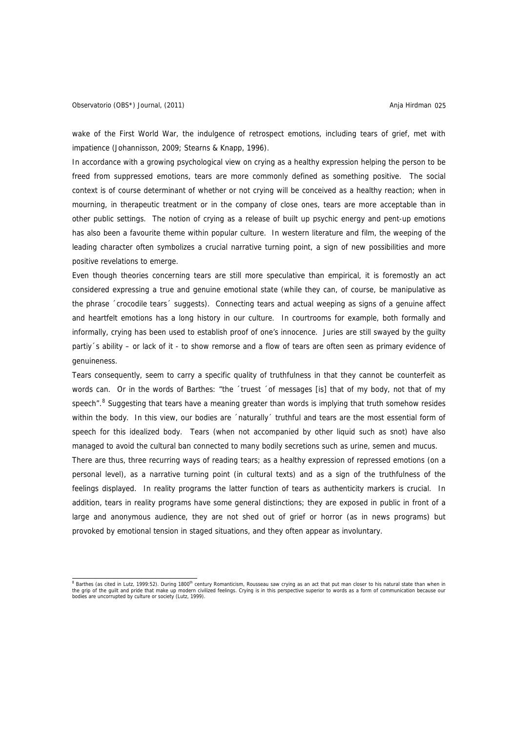wake of the First World War, the indulgence of retrospect emotions, including tears of grief, met with impatience (Johannisson, 2009; Stearns & Knapp, 1996).

In accordance with a growing psychological view on crying as a healthy expression helping the person to be freed from suppressed emotions, tears are more commonly defined as something positive. The social context is of course determinant of whether or not crying will be conceived as a healthy reaction; when in mourning, in therapeutic treatment or in the company of close ones, tears are more acceptable than in other public settings. The notion of crying as a release of built up psychic energy and pent-up emotions has also been a favourite theme within popular culture. In western literature and film, the weeping of the leading character often symbolizes a crucial narrative turning point, a sign of new possibilities and more positive revelations to emerge.

Even though theories concerning tears are still more speculative than empirical, it is foremostly an act considered expressing a true and genuine emotional state (while they can, of course, be manipulative as the phrase ´crocodile tears´ suggests). Connecting tears and actual weeping as signs of a genuine affect and heartfelt emotions has a long history in our culture. In courtrooms for example, both formally and informally, crying has been used to establish proof of one's innocence. Juries are still swayed by the guilty partiy´s ability – or lack of it - to show remorse and a flow of tears are often seen as primary evidence of genuineness.

Tears consequently, seem to carry a specific quality of truthfulness in that they cannot be counterfeit as words can. Or in the words of Barthes: "the ´truest ´of messages [is] that of my body, not that of my speech".[8] Suggesting that tears have a meaning greater than words is implying that truth somehow resides within the body. In this view, our bodies are ´naturally´ truthful and tears are the most essential form of speech for this idealized body. Tears (when not accompanied by other liquid such as snot) have also managed to avoid the cultural ban connected to many bodily secretions such as urine, semen and mucus.

There are thus, three recurring ways of reading tears; as a healthy expression of repressed emotions (on a personal level), as a narrative turning point (in cultural texts) and as a sign of the truthfulness of the feelings displayed. In reality programs the latter function of tears as authenticity markers is crucial. In addition, tears in reality programs have some general distinctions; they are exposed in public in front of a large and anonymous audience, they are not shed out of grief or horror (as in news programs) but provoked by emotional tension in staged situations, and they often appear as involuntary.

---

[8] Barthes (as cited in Lutz, 1999:52). During 1800th century Romanticism, Rousseau saw crying as an act that put man closer to his natural state than when in the grip of the guilt and pride that make up modern civilized feelings. Crying is in this perspective superior to words as a form of communication because our bodies are uncorrupted by culture or society (Lutz, 1999).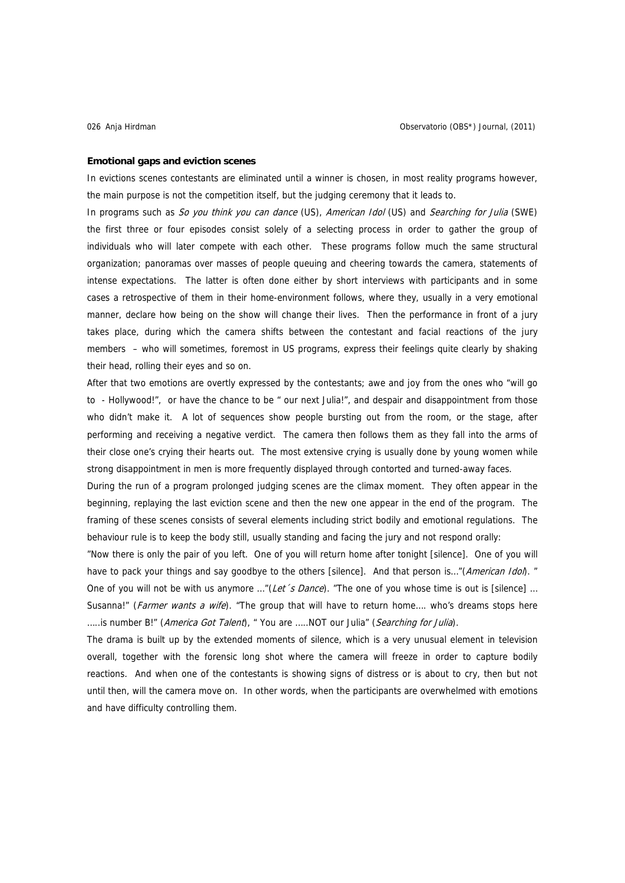**Emotional gaps and eviction scenes**

In evictions scenes contestants are eliminated until a winner is chosen, in most reality programs however, the main purpose is not the competition itself, but the judging ceremony that it leads to.

In programs such as *So you think you can dance* (US), *American Idol* (US) and *Searching for Julia* (SWE) the first three or four episodes consist solely of a selecting process in order to gather the group of individuals who will later compete with each other. These programs follow much the same structural organization; panoramas over masses of people queuing and cheering towards the camera, statements of intense expectations. The latter is often done either by short interviews with participants and in some cases a retrospective of them in their home-environment follows, where they, usually in a very emotional manner, declare how being on the show will change their lives. Then the performance in front of a jury takes place, during which the camera shifts between the contestant and facial reactions of the jury members – who will sometimes, foremost in US programs, express their feelings quite clearly by shaking their head, rolling their eyes and so on.

After that two emotions are overtly expressed by the contestants; awe and joy from the ones who "will go to - Hollywood!", or have the chance to be " our next Julia!", and despair and disappointment from those who didn't make it. A lot of sequences show people bursting out from the room, or the stage, after performing and receiving a negative verdict. The camera then follows them as they fall into the arms of their close one's crying their hearts out. The most extensive crying is usually done by young women while strong disappointment in men is more frequently displayed through contorted and turned-away faces.

During the run of a program prolonged judging scenes are the climax moment. They often appear in the beginning, replaying the last eviction scene and then the new one appear in the end of the program. The framing of these scenes consists of several elements including strict bodily and emotional regulations. The behaviour rule is to keep the body still, usually standing and facing the jury and not respond orally:

"Now there is only the pair of you left. One of you will return home after tonight [silence]. One of you will have to pack your things and say goodbye to the others [silence]. And that person is…"(*American Idol*). " One of you will not be with us anymore …"(*Let´s Dance*). "The one of you whose time is out is [silence] … Susanna!" (*Farmer wants a wife*). "The group that will have to return home…. who's dreams stops here …..is number B!" (*America Got Talent*), " You are …..NOT our Julia" (*Searching for Julia*).

The drama is built up by the extended moments of silence, which is a very unusual element in television overall, together with the forensic long shot where the camera will freeze in order to capture bodily reactions. And when one of the contestants is showing signs of distress or is about to cry, then but not until then, will the camera move on. In other words, when the participants are overwhelmed with emotions and have difficulty controlling them.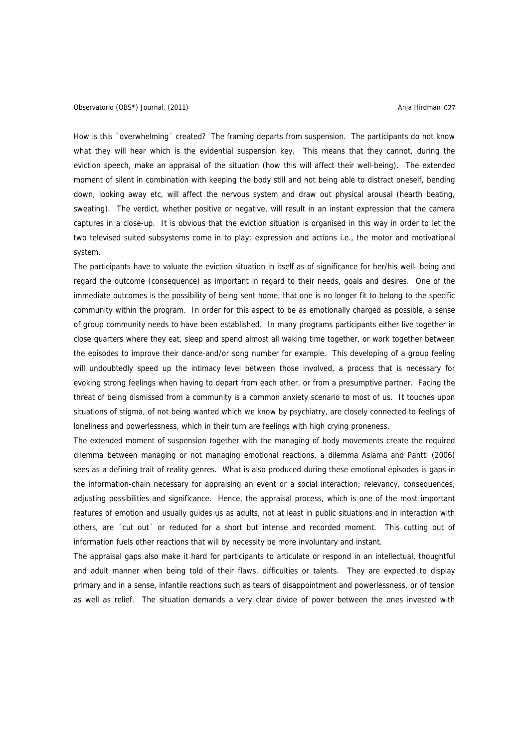How is this ´overwhelming´ created? The framing departs from suspension. The participants do not know what they will hear which is the evidential suspension key. This means that they cannot, during the eviction speech, make an appraisal of the situation (how this will affect their well-being). The extended moment of silent in combination with keeping the body still and not being able to distract oneself, bending down, looking away etc, will affect the nervous system and draw out physical arousal (hearth beating, sweating). The verdict, whether positive or negative, will result in an instant expression that the camera captures in a close-up. It is obvious that the eviction situation is organised in this way in order to let the two televised suited subsystems come in to play; expression and actions i.e., the motor and motivational system.

The participants have to valuate the eviction situation in itself as of significance for her/his well- being and regard the outcome (consequence) as important in regard to their needs, goals and desires. One of the immediate outcomes is the possibility of being sent home, that one is no longer fit to belong to the specific community within the program. In order for this aspect to be as emotionally charged as possible, a sense of group community needs to have been established. In many programs participants either live together in close quarters where they eat, sleep and spend almost all waking time together, or work together between the episodes to improve their dance-and/or song number for example. This developing of a group feeling will undoubtedly speed up the intimacy level between those involved, a process that is necessary for evoking strong feelings when having to depart from each other, or from a presumptive partner. Facing the threat of being dismissed from a community is a common anxiety scenario to most of us. It touches upon situations of stigma, of not being wanted which we know by psychiatry, are closely connected to feelings of loneliness and powerlessness, which in their turn are feelings with high crying proneness.

The extended moment of suspension together with the managing of body movements create the required dilemma between managing or not managing emotional reactions, a dilemma Aslama and Pantti (2006) sees as a defining trait of reality genres. What is also produced during these emotional episodes is gaps in the information-chain necessary for appraising an event or a social interaction; relevancy, consequences, adjusting possibilities and significance. Hence, the appraisal process, which is one of the most important features of emotion and usually guides us as adults, not at least in public situations and in interaction with others, are ´cut out´ or reduced for a short but intense and recorded moment. This cutting out of information fuels other reactions that will by necessity be more involuntary and instant.

The appraisal gaps also make it hard for participants to articulate or respond in an intellectual, thoughtful and adult manner when being told of their flaws, difficulties or talents. They are expected to display primary and in a sense, infantile reactions such as tears of disappointment and powerlessness, or of tension as well as relief. The situation demands a very clear divide of power between the ones invested with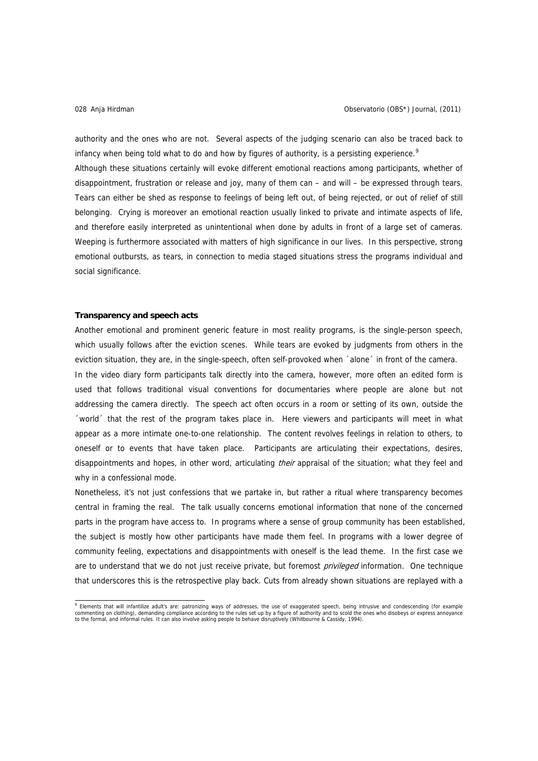authority and the ones who are not. Several aspects of the judging scenario can also be traced back to infancy when being told what to do and how by figures of authority, is a persisting experience.[9]

Although these situations certainly will evoke different emotional reactions among participants, whether of disappointment, frustration or release and joy, many of them can – and will – be expressed through tears. Tears can either be shed as response to feelings of being left out, of being rejected, or out of relief of still belonging. Crying is moreover an emotional reaction usually linked to private and intimate aspects of life, and therefore easily interpreted as unintentional when done by adults in front of a large set of cameras. Weeping is furthermore associated with matters of high significance in our lives. In this perspective, strong emotional outbursts, as tears, in connection to media staged situations stress the programs individual and social significance.

**Transparency and speech acts**

Another emotional and prominent generic feature in most reality programs, is the single-person speech, which usually follows after the eviction scenes. While tears are evoked by judgments from others in the eviction situation, they are, in the single-speech, often self-provoked when ´alone´ in front of the camera.

In the video diary form participants talk directly into the camera, however, more often an edited form is used that follows traditional visual conventions for documentaries where people are alone but not addressing the camera directly. The speech act often occurs in a room or setting of its own, outside the ´world´ that the rest of the program takes place in. Here viewers and participants will meet in what appear as a more intimate one-to-one relationship. The content revolves feelings in relation to others, to oneself or to events that have taken place. Participants are articulating their expectations, desires, disappointments and hopes, in other word, articulating *their* appraisal of the situation; what they feel and why in a confessional mode.

Nonetheless, it's not just confessions that we partake in, but rather a ritual where transparency becomes central in framing the real. The talk usually concerns emotional information that none of the concerned parts in the program have access to. In programs where a sense of group community has been established, the subject is mostly how other participants have made them feel. In programs with a lower degree of community feeling, expectations and disappointments with oneself is the lead theme. In the first case we are to understand that we do not just receive private, but foremost *privileged* information. One technique that underscores this is the retrospective play back. Cuts from already shown situations are replayed with a

[9] Elements that will infantilize adult's are: patronizing ways of addresses, the use of exaggerated speech, being intrusive and condescending (for example commenting on clothing), demanding compliance according to the rules set up by a figure of authority and to scold the ones who disobeys or express annoyance to the formal, and informal rules. It can also involve asking people to behave disruptively (Whitbourne & Cassidy, 1994).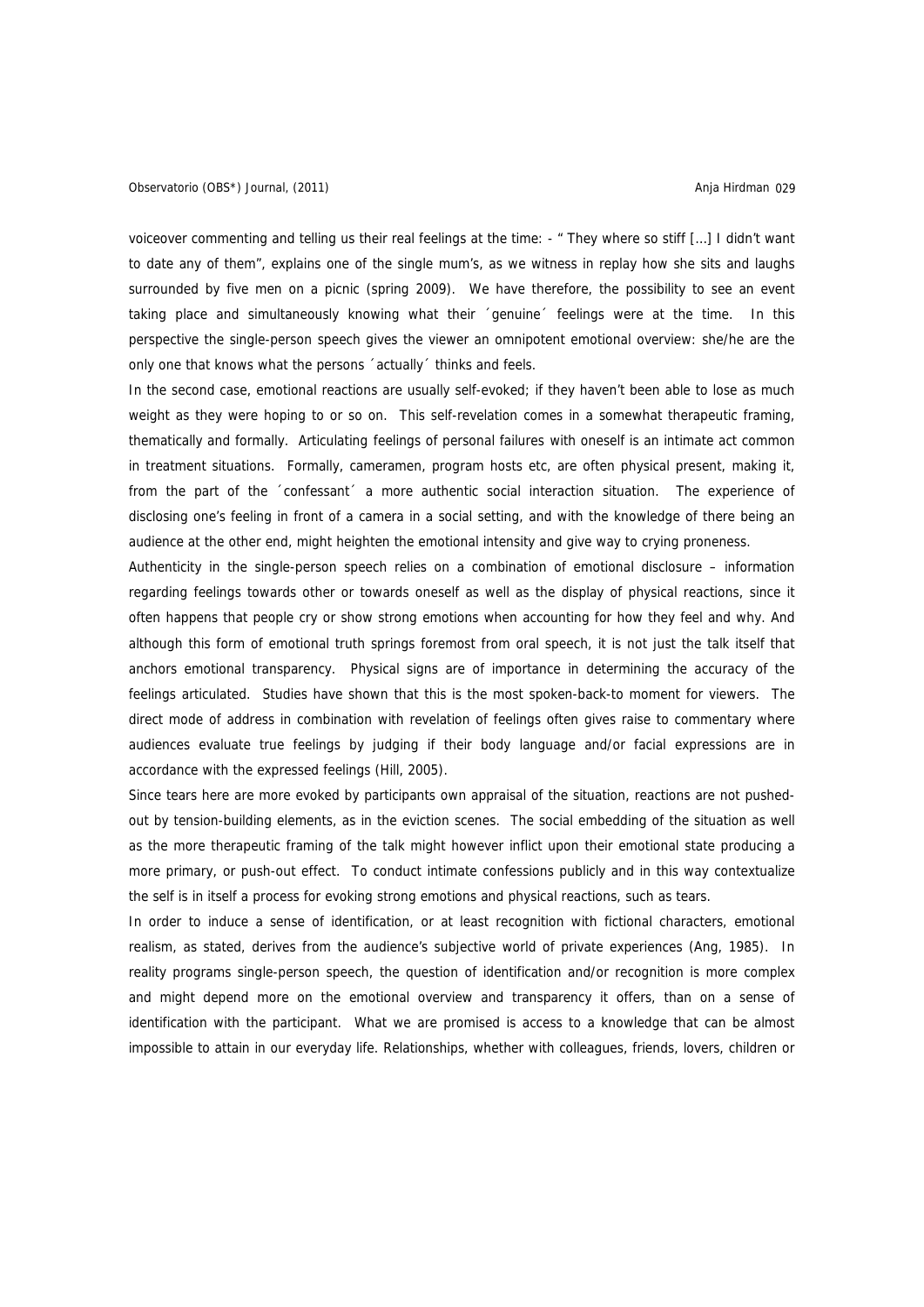voiceover commenting and telling us their real feelings at the time: - " They where so stiff [...] I didn't want to date any of them", explains one of the single mum's, as we witness in replay how she sits and laughs surrounded by five men on a picnic (spring 2009). We have therefore, the possibility to see an event taking place and simultaneously knowing what their ´genuine´ feelings were at the time. In this perspective the single-person speech gives the viewer an omnipotent emotional overview: she/he are the only one that knows what the persons ´actually´ thinks and feels.

In the second case, emotional reactions are usually self-evoked; if they haven't been able to lose as much weight as they were hoping to or so on. This self-revelation comes in a somewhat therapeutic framing, thematically and formally. Articulating feelings of personal failures with oneself is an intimate act common in treatment situations. Formally, cameramen, program hosts etc, are often physical present, making it, from the part of the ´confessant´ a more authentic social interaction situation. The experience of disclosing one's feeling in front of a camera in a social setting, and with the knowledge of there being an audience at the other end, might heighten the emotional intensity and give way to crying proneness.

Authenticity in the single-person speech relies on a combination of emotional disclosure – information regarding feelings towards other or towards oneself as well as the display of physical reactions, since it often happens that people cry or show strong emotions when accounting for how they feel and why. And although this form of emotional truth springs foremost from oral speech, it is not just the talk itself that anchors emotional transparency. Physical signs are of importance in determining the accuracy of the feelings articulated. Studies have shown that this is the most spoken-back-to moment for viewers. The direct mode of address in combination with revelation of feelings often gives raise to commentary where audiences evaluate true feelings by judging if their body language and/or facial expressions are in accordance with the expressed feelings (Hill, 2005).

Since tears here are more evoked by participants own appraisal of the situation, reactions are not pushed-out by tension-building elements, as in the eviction scenes. The social embedding of the situation as well as the more therapeutic framing of the talk might however inflict upon their emotional state producing a more primary, or push-out effect. To conduct intimate confessions publicly and in this way contextualize the self is in itself a process for evoking strong emotions and physical reactions, such as tears.

In order to induce a sense of identification, or at least recognition with fictional characters, emotional realism, as stated, derives from the audience's subjective world of private experiences (Ang, 1985). In reality programs single-person speech, the question of identification and/or recognition is more complex and might depend more on the emotional overview and transparency it offers, than on a sense of identification with the participant. What we are promised is access to a knowledge that can be almost impossible to attain in our everyday life. Relationships, whether with colleagues, friends, lovers, children or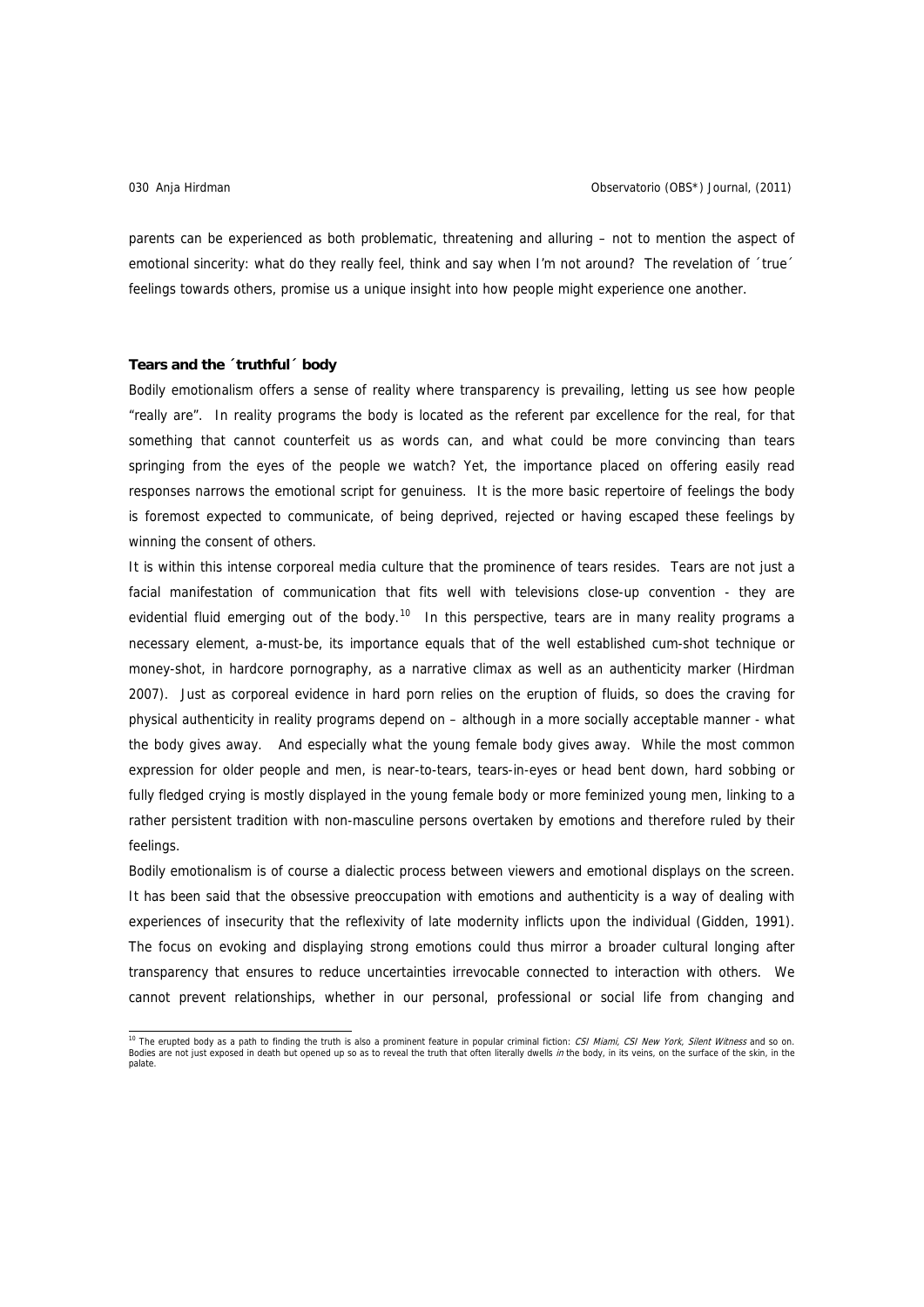parents can be experienced as both problematic, threatening and alluring – not to mention the aspect of emotional sincerity: what do they really feel, think and say when I'm not around? The revelation of ´true´ feelings towards others, promise us a unique insight into how people might experience one another.

### Tears and the ´truthful´ body

Bodily emotionalism offers a sense of reality where transparency is prevailing, letting us see how people "really are". In reality programs the body is located as the referent par excellence for the real, for that something that cannot counterfeit us as words can, and what could be more convincing than tears springing from the eyes of the people we watch? Yet, the importance placed on offering easily read responses narrows the emotional script for genuiness. It is the more basic repertoire of feelings the body is foremost expected to communicate, of being deprived, rejected or having escaped these feelings by winning the consent of others.

It is within this intense corporeal media culture that the prominence of tears resides. Tears are not just a facial manifestation of communication that fits well with televisions close-up convention - they are evidential fluid emerging out of the body.[10] In this perspective, tears are in many reality programs a necessary element, a-must-be, its importance equals that of the well established cum-shot technique or money-shot, in hardcore pornography, as a narrative climax as well as an authenticity marker (Hirdman 2007). Just as corporeal evidence in hard porn relies on the eruption of fluids, so does the craving for physical authenticity in reality programs depend on – although in a more socially acceptable manner - what the body gives away. And especially what the young female body gives away. While the most common expression for older people and men, is near-to-tears, tears-in-eyes or head bent down, hard sobbing or fully fledged crying is mostly displayed in the young female body or more feminized young men, linking to a rather persistent tradition with non-masculine persons overtaken by emotions and therefore ruled by their feelings.

Bodily emotionalism is of course a dialectic process between viewers and emotional displays on the screen. It has been said that the obsessive preoccupation with emotions and authenticity is a way of dealing with experiences of insecurity that the reflexivity of late modernity inflicts upon the individual (Gidden, 1991). The focus on evoking and displaying strong emotions could thus mirror a broader cultural longing after transparency that ensures to reduce uncertainties irrevocable connected to interaction with others. We cannot prevent relationships, whether in our personal, professional or social life from changing and

---

[10] The erupted body as a path to finding the truth is also a prominent feature in popular criminal fiction: *CSI Miami, CSI New York, Silent Witness* and so on. Bodies are not just exposed in death but opened up so as to reveal the truth that often literally dwells *in* the body, in its veins, on the surface of the skin, in the palate.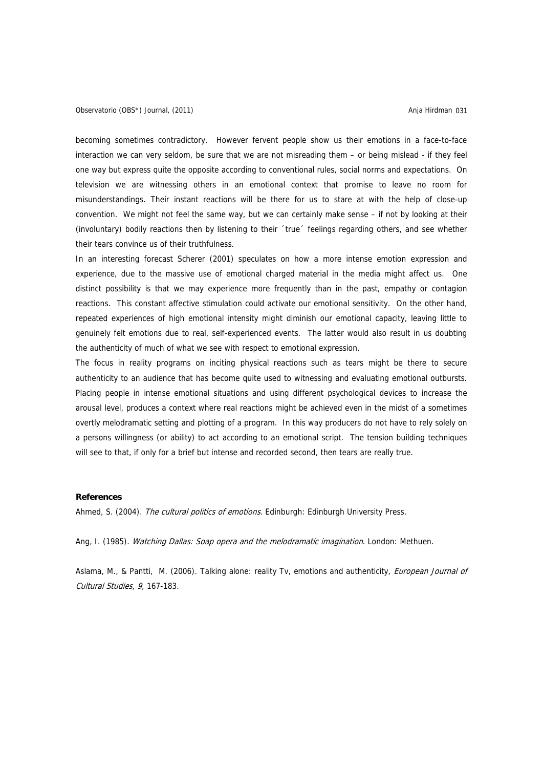becoming sometimes contradictory. However fervent people show us their emotions in a face-to-face interaction we can very seldom, be sure that we are not misreading them – or being mislead - if they feel one way but express quite the opposite according to conventional rules, social norms and expectations. On television we are witnessing others in an emotional context that promise to leave no room for misunderstandings. Their instant reactions will be there for us to stare at with the help of close-up convention. We might not feel the same way, but we can certainly make sense – if not by looking at their (involuntary) bodily reactions then by listening to their ´true´ feelings regarding others, and see whether their tears convince us of their truthfulness.

In an interesting forecast Scherer (2001) speculates on how a more intense emotion expression and experience, due to the massive use of emotional charged material in the media might affect us. One distinct possibility is that we may experience more frequently than in the past, empathy or contagion reactions. This constant affective stimulation could activate our emotional sensitivity. On the other hand, repeated experiences of high emotional intensity might diminish our emotional capacity, leaving little to genuinely felt emotions due to real, self-experienced events. The latter would also result in us doubting the authenticity of much of what we see with respect to emotional expression.

The focus in reality programs on inciting physical reactions such as tears might be there to secure authenticity to an audience that has become quite used to witnessing and evaluating emotional outbursts. Placing people in intense emotional situations and using different psychological devices to increase the arousal level, produces a context where real reactions might be achieved even in the midst of a sometimes overtly melodramatic setting and plotting of a program. In this way producers do not have to rely solely on a persons willingness (or ability) to act according to an emotional script. The tension building techniques will see to that, if only for a brief but intense and recorded second, then tears are really true.

**References**

Ahmed, S. (2004). *The cultural politics of emotions.* Edinburgh: Edinburgh University Press.

Ang, I. (1985). *Watching Dallas: Soap opera and the melodramatic imagination*. London: Methuen.

Aslama, M., & Pantti, M. (2006). Talking alone: reality Tv, emotions and authenticity, *European Journal of Cultural Studies*, *9*, 167-183.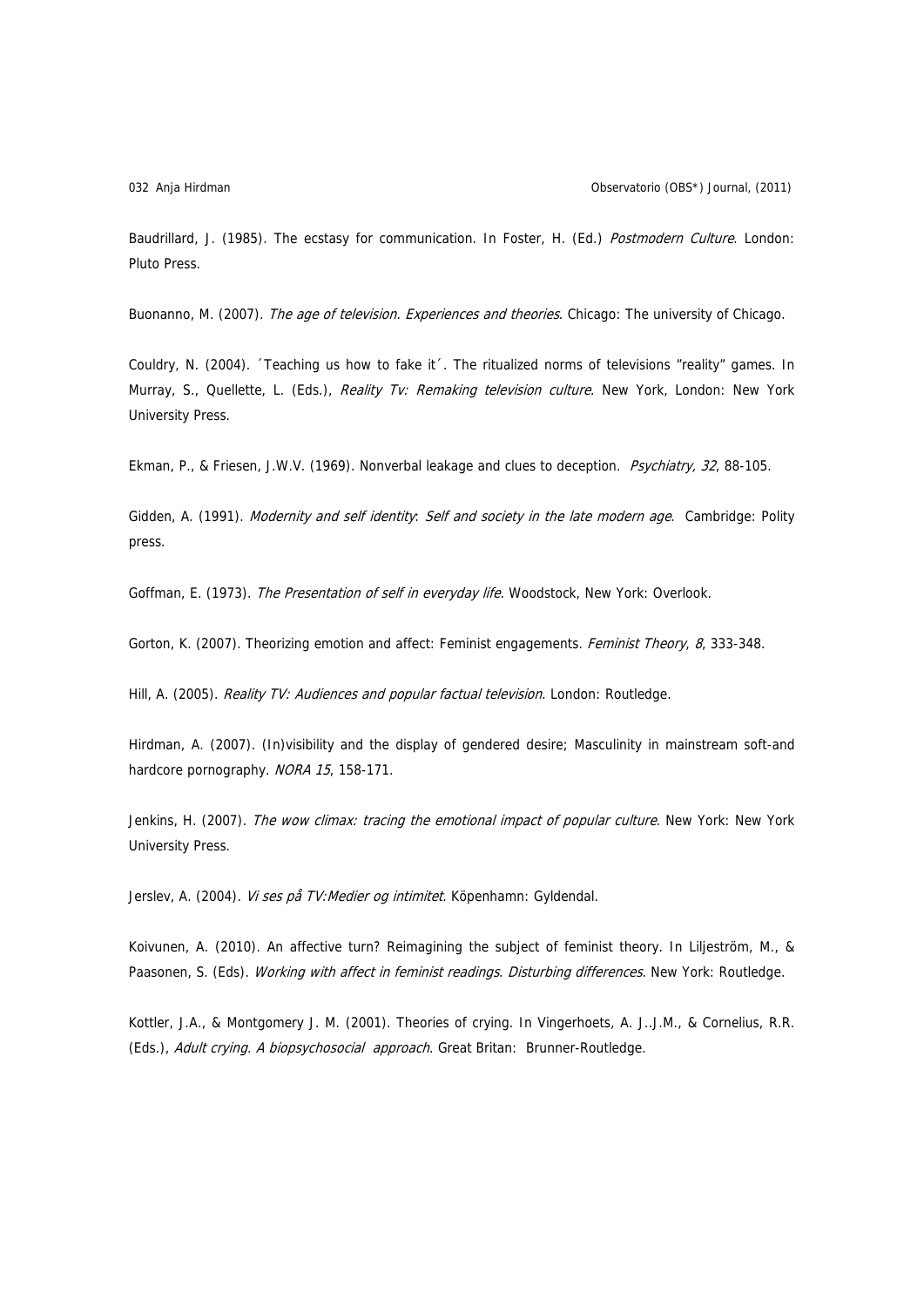Baudrillard, J. (1985). The ecstasy for communication. In Foster, H. (Ed.) *Postmodern Culture*. London: Pluto Press.

Buonanno, M. (2007). *The age of television. Experiences and theories*. Chicago: The university of Chicago.

Couldry, N. (2004). ´Teaching us how to fake it´. The ritualized norms of televisions "reality" games. In Murray, S., Quellette, L. (Eds.), *Reality Tv: Remaking television culture*. New York, London: New York University Press.

Ekman, P., & Friesen, J.W.V. (1969). Nonverbal leakage and clues to deception. *Psychiatry, 32*, 88-105.

Gidden, A. (1991). *Modernity and self identity*: *Self and society in the late modern age*. Cambridge: Polity press.

Goffman, E. (1973). *The Presentation of self in everyday life*. Woodstock, New York: Overlook.

Gorton, K. (2007). Theorizing emotion and affect: Feminist engagements. *Feminist Theory*, *8*, 333-348.

Hill, A. (2005). *Reality TV: Audiences and popular factual television*. London: Routledge.

Hirdman, A. (2007). (In)visibility and the display of gendered desire; Masculinity in mainstream soft-and hardcore pornography. *NORA 15*, 158-171.

Jenkins, H. (2007). *The wow climax: tracing the emotional impact of popular culture*. New York: New York University Press.

Jerslev, A. (2004). *Vi ses på TV:Medier og intimitet*. Köpenhamn: Gyldendal.

Koivunen, A. (2010). An affective turn? Reimagining the subject of feminist theory. In Liljeström, M., & Paasonen, S. (Eds). *Working with affect in feminist readings*. *Disturbing differences*. New York: Routledge.

Kottler, J.A., & Montgomery J. M. (2001). Theories of crying. In Vingerhoets, A. J..J.M., & Cornelius, R.R. (Eds.), *Adult crying. A biopsychosocial approach*. Great Britan: Brunner-Routledge.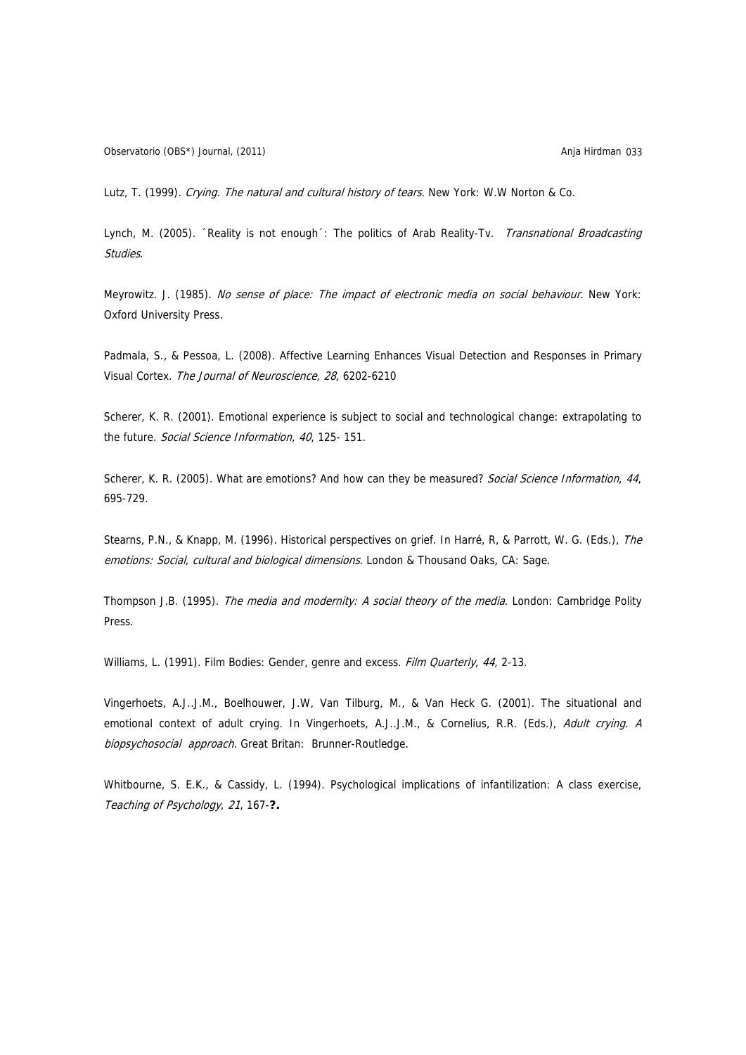Lutz, T. (1999). *Crying. The natural and cultural history of tears*. New York: W.W Norton & Co.

Lynch, M. (2005). ´Reality is not enough´: The politics of Arab Reality-Tv. *Transnational Broadcasting Studies*.

Meyrowitz. J. (1985). *No sense of place: The impact of electronic media on social behaviour.* New York: Oxford University Press.

Padmala, S., & Pessoa, L. (2008). Affective Learning Enhances Visual Detection and Responses in Primary Visual Cortex. *The Journal of Neuroscience, 28,* 6202-6210

Scherer, K. R. (2001). Emotional experience is subject to social and technological change: extrapolating to the future. *Social Science Information*, *40*, 125- 151.

Scherer, K. R. (2005). What are emotions? And how can they be measured? *Social Science Information*, *44*, 695-729.

Stearns, P.N., & Knapp, M. (1996). Historical perspectives on grief. In Harré, R, & Parrott, W. G. (Eds.), *The emotions: Social, cultural and biological dimensions*. London & Thousand Oaks, CA: Sage.

Thompson J.B. (1995). *The media and modernity: A social theory of the media*. London: Cambridge Polity Press.

Williams, L. (1991). Film Bodies: Gender, genre and excess. *Film Quarterly*, *44*, 2-13.

Vingerhoets, A.J..J.M., Boelhouwer, J.W, Van Tilburg, M., & Van Heck G. (2001). The situational and emotional context of adult crying. In Vingerhoets, A.J..J.M., & Cornelius, R.R. (Eds.), *Adult crying. A biopsychosocial approach*. Great Britan: Brunner-Routledge.

Whitbourne, S. E.K., & Cassidy, L. (1994). Psychological implications of infantilization: A class exercise, *Teaching of Psychology*, *21*, 167-**?.**